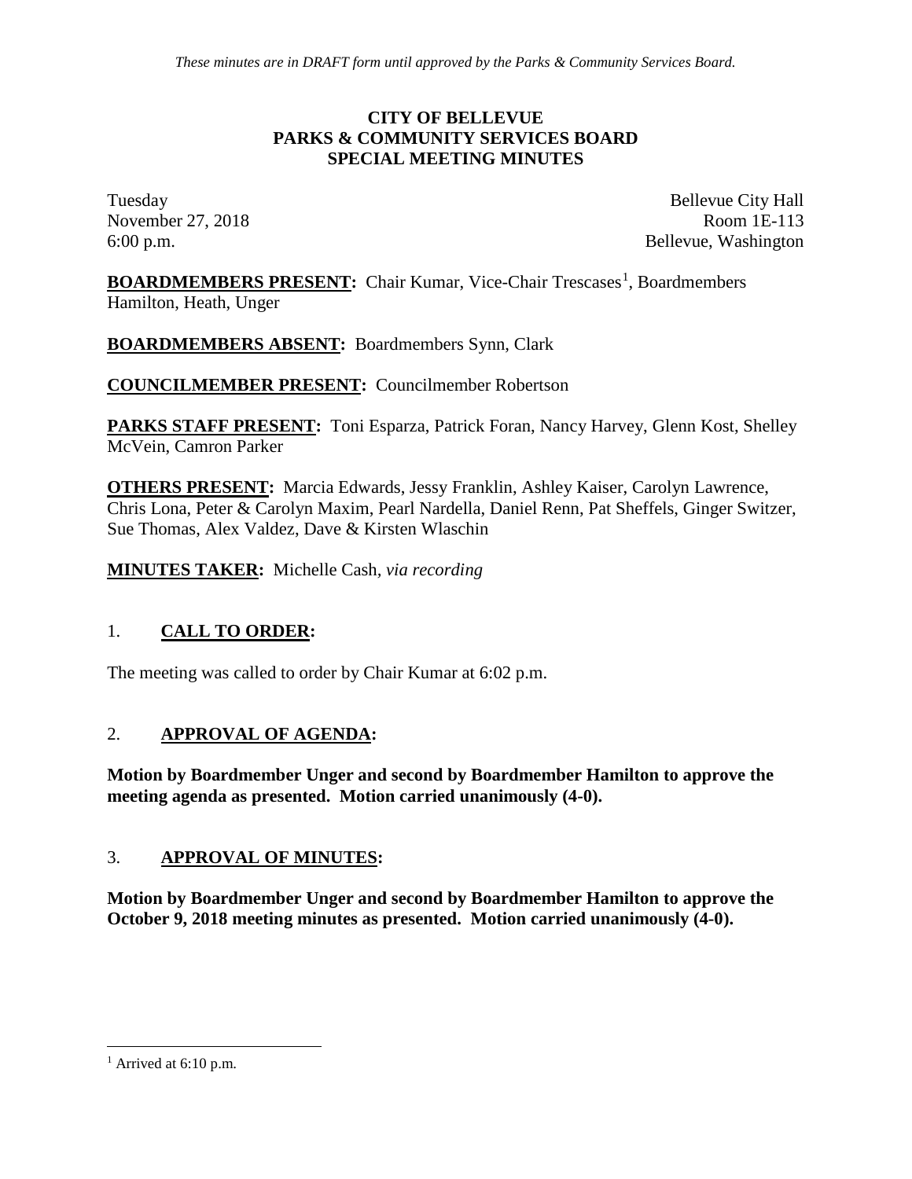*These minutes are in DRAFT form until approved by the Parks & Community Services Board.*

# CITY OF BELLEVUE
# PARKS & COMMUNITY SERVICES BOARD
# SPECIAL MEETING MINUTES

Tuesday
November 27, 2018
6:00 p.m.

Bellevue City Hall
Room 1E-113
Bellevue, Washington

**BOARDMEMBERS PRESENT:** Chair Kumar, Vice-Chair Trescases[1], Boardmembers Hamilton, Heath, Unger

**BOARDMEMBERS ABSENT:** Boardmembers Synn, Clark

**COUNCILMEMBER PRESENT:** Councilmember Robertson

**PARKS STAFF PRESENT:** Toni Esparza, Patrick Foran, Nancy Harvey, Glenn Kost, Shelley McVein, Camron Parker

**OTHERS PRESENT:** Marcia Edwards, Jessy Franklin, Ashley Kaiser, Carolyn Lawrence, Chris Lona, Peter & Carolyn Maxim, Pearl Nardella, Daniel Renn, Pat Sheffels, Ginger Switzer, Sue Thomas, Alex Valdez, Dave & Kirsten Wlaschin

**MINUTES TAKER:** Michelle Cash, *via recording*

## 1. CALL TO ORDER:

The meeting was called to order by Chair Kumar at 6:02 p.m.

## 2. APPROVAL OF AGENDA:

**Motion by Boardmember Unger and second by Boardmember Hamilton to approve the meeting agenda as presented. Motion carried unanimously (4-0).**

## 3. APPROVAL OF MINUTES:

**Motion by Boardmember Unger and second by Boardmember Hamilton to approve the October 9, 2018 meeting minutes as presented. Motion carried unanimously (4-0).**

---

[1] Arrived at 6:10 p.m.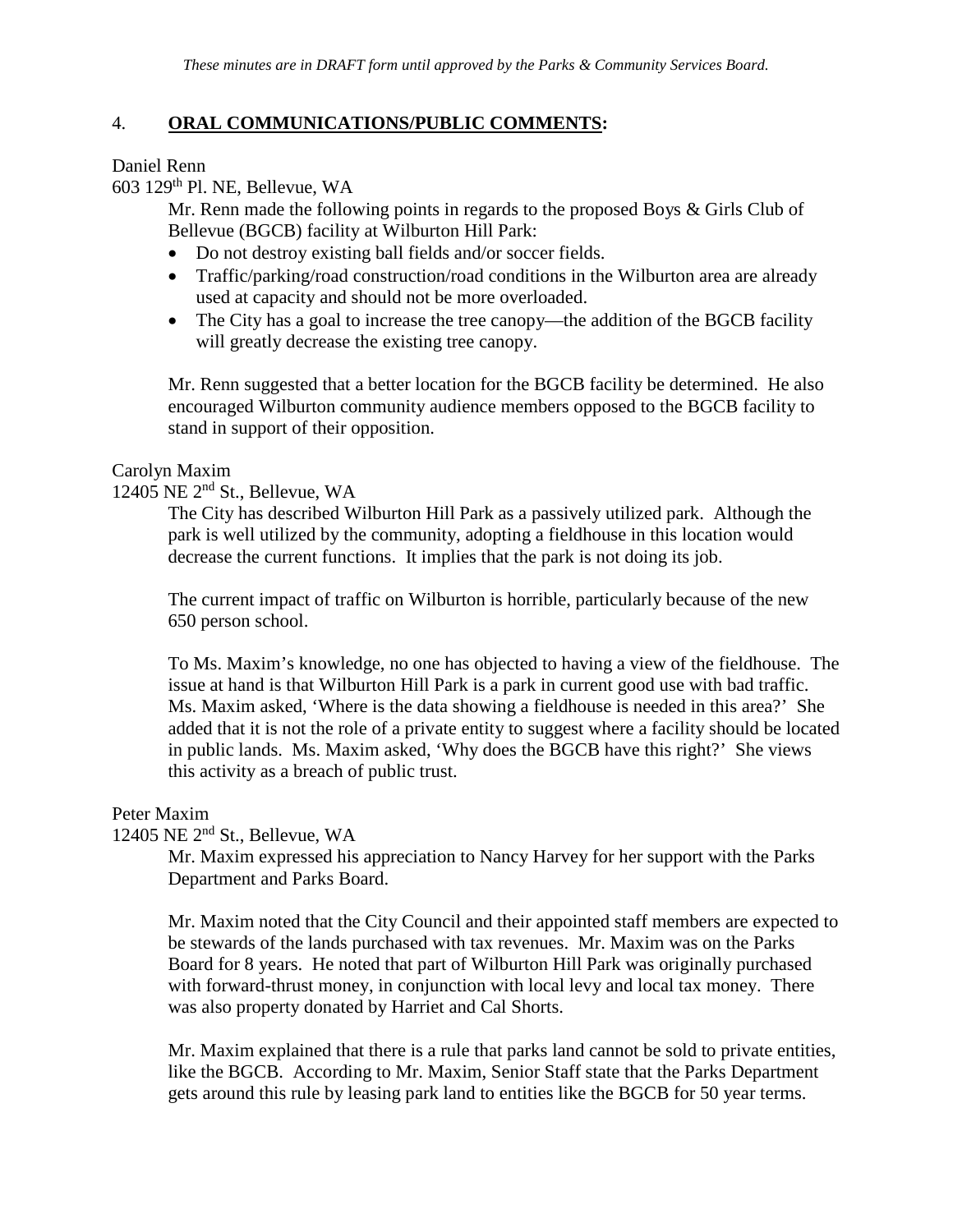## 4. **ORAL COMMUNICATIONS/PUBLIC COMMENTS:**

Daniel Renn
603 129th Pl. NE, Bellevue, WA

Mr. Renn made the following points in regards to the proposed Boys & Girls Club of Bellevue (BGCB) facility at Wilburton Hill Park:

- Do not destroy existing ball fields and/or soccer fields.
- Traffic/parking/road construction/road conditions in the Wilburton area are already used at capacity and should not be more overloaded.
- The City has a goal to increase the tree canopy—the addition of the BGCB facility will greatly decrease the existing tree canopy.

Mr. Renn suggested that a better location for the BGCB facility be determined. He also encouraged Wilburton community audience members opposed to the BGCB facility to stand in support of their opposition.

Carolyn Maxim
12405 NE 2nd St., Bellevue, WA

The City has described Wilburton Hill Park as a passively utilized park. Although the park is well utilized by the community, adopting a fieldhouse in this location would decrease the current functions. It implies that the park is not doing its job.

The current impact of traffic on Wilburton is horrible, particularly because of the new 650 person school.

To Ms. Maxim's knowledge, no one has objected to having a view of the fieldhouse. The issue at hand is that Wilburton Hill Park is a park in current good use with bad traffic. Ms. Maxim asked, 'Where is the data showing a fieldhouse is needed in this area?' She added that it is not the role of a private entity to suggest where a facility should be located in public lands. Ms. Maxim asked, 'Why does the BGCB have this right?' She views this activity as a breach of public trust.

Peter Maxim
12405 NE 2nd St., Bellevue, WA

Mr. Maxim expressed his appreciation to Nancy Harvey for her support with the Parks Department and Parks Board.

Mr. Maxim noted that the City Council and their appointed staff members are expected to be stewards of the lands purchased with tax revenues. Mr. Maxim was on the Parks Board for 8 years. He noted that part of Wilburton Hill Park was originally purchased with forward-thrust money, in conjunction with local levy and local tax money. There was also property donated by Harriet and Cal Shorts.

Mr. Maxim explained that there is a rule that parks land cannot be sold to private entities, like the BGCB. According to Mr. Maxim, Senior Staff state that the Parks Department gets around this rule by leasing park land to entities like the BGCB for 50 year terms.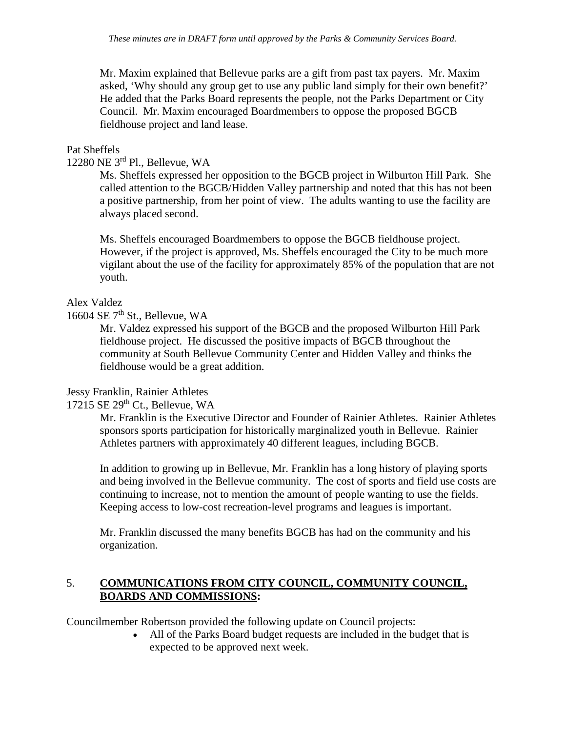Mr. Maxim explained that Bellevue parks are a gift from past tax payers. Mr. Maxim asked, 'Why should any group get to use any public land simply for their own benefit?' He added that the Parks Board represents the people, not the Parks Department or City Council. Mr. Maxim encouraged Boardmembers to oppose the proposed BGCB fieldhouse project and land lease.

Pat Sheffels
12280 NE 3rd Pl., Bellevue, WA

Ms. Sheffels expressed her opposition to the BGCB project in Wilburton Hill Park. She called attention to the BGCB/Hidden Valley partnership and noted that this has not been a positive partnership, from her point of view. The adults wanting to use the facility are always placed second.

Ms. Sheffels encouraged Boardmembers to oppose the BGCB fieldhouse project. However, if the project is approved, Ms. Sheffels encouraged the City to be much more vigilant about the use of the facility for approximately 85% of the population that are not youth.

Alex Valdez
16604 SE 7th St., Bellevue, WA

Mr. Valdez expressed his support of the BGCB and the proposed Wilburton Hill Park fieldhouse project. He discussed the positive impacts of BGCB throughout the community at South Bellevue Community Center and Hidden Valley and thinks the fieldhouse would be a great addition.

Jessy Franklin, Rainier Athletes
17215 SE 29th Ct., Bellevue, WA

Mr. Franklin is the Executive Director and Founder of Rainier Athletes. Rainier Athletes sponsors sports participation for historically marginalized youth in Bellevue. Rainier Athletes partners with approximately 40 different leagues, including BGCB.

In addition to growing up in Bellevue, Mr. Franklin has a long history of playing sports and being involved in the Bellevue community. The cost of sports and field use costs are continuing to increase, not to mention the amount of people wanting to use the fields. Keeping access to low-cost recreation-level programs and leagues is important.

Mr. Franklin discussed the many benefits BGCB has had on the community and his organization.

## 5. **COMMUNICATIONS FROM CITY COUNCIL, COMMUNITY COUNCIL, BOARDS AND COMMISSIONS:**

Councilmember Robertson provided the following update on Council projects:

- All of the Parks Board budget requests are included in the budget that is expected to be approved next week.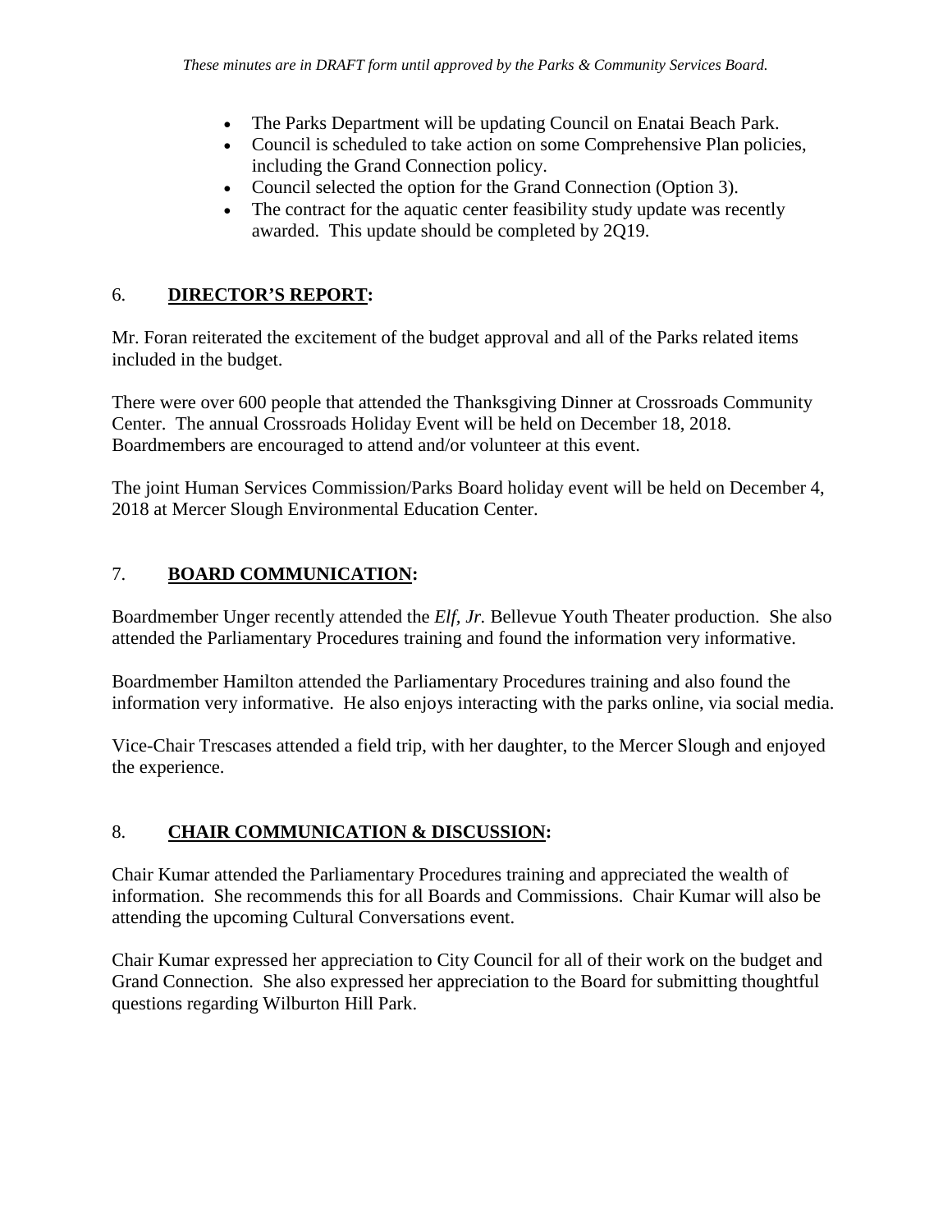- The Parks Department will be updating Council on Enatai Beach Park.
- Council is scheduled to take action on some Comprehensive Plan policies, including the Grand Connection policy.
- Council selected the option for the Grand Connection (Option 3).
- The contract for the aquatic center feasibility study update was recently awarded. This update should be completed by 2Q19.

## 6. **DIRECTOR'S REPORT:**

Mr. Foran reiterated the excitement of the budget approval and all of the Parks related items included in the budget.

There were over 600 people that attended the Thanksgiving Dinner at Crossroads Community Center. The annual Crossroads Holiday Event will be held on December 18, 2018. Boardmembers are encouraged to attend and/or volunteer at this event.

The joint Human Services Commission/Parks Board holiday event will be held on December 4, 2018 at Mercer Slough Environmental Education Center.

## 7. **BOARD COMMUNICATION:**

Boardmember Unger recently attended the *Elf, Jr.* Bellevue Youth Theater production. She also attended the Parliamentary Procedures training and found the information very informative.

Boardmember Hamilton attended the Parliamentary Procedures training and also found the information very informative. He also enjoys interacting with the parks online, via social media.

Vice-Chair Trescases attended a field trip, with her daughter, to the Mercer Slough and enjoyed the experience.

## 8. **CHAIR COMMUNICATION & DISCUSSION:**

Chair Kumar attended the Parliamentary Procedures training and appreciated the wealth of information. She recommends this for all Boards and Commissions. Chair Kumar will also be attending the upcoming Cultural Conversations event.

Chair Kumar expressed her appreciation to City Council for all of their work on the budget and Grand Connection. She also expressed her appreciation to the Board for submitting thoughtful questions regarding Wilburton Hill Park.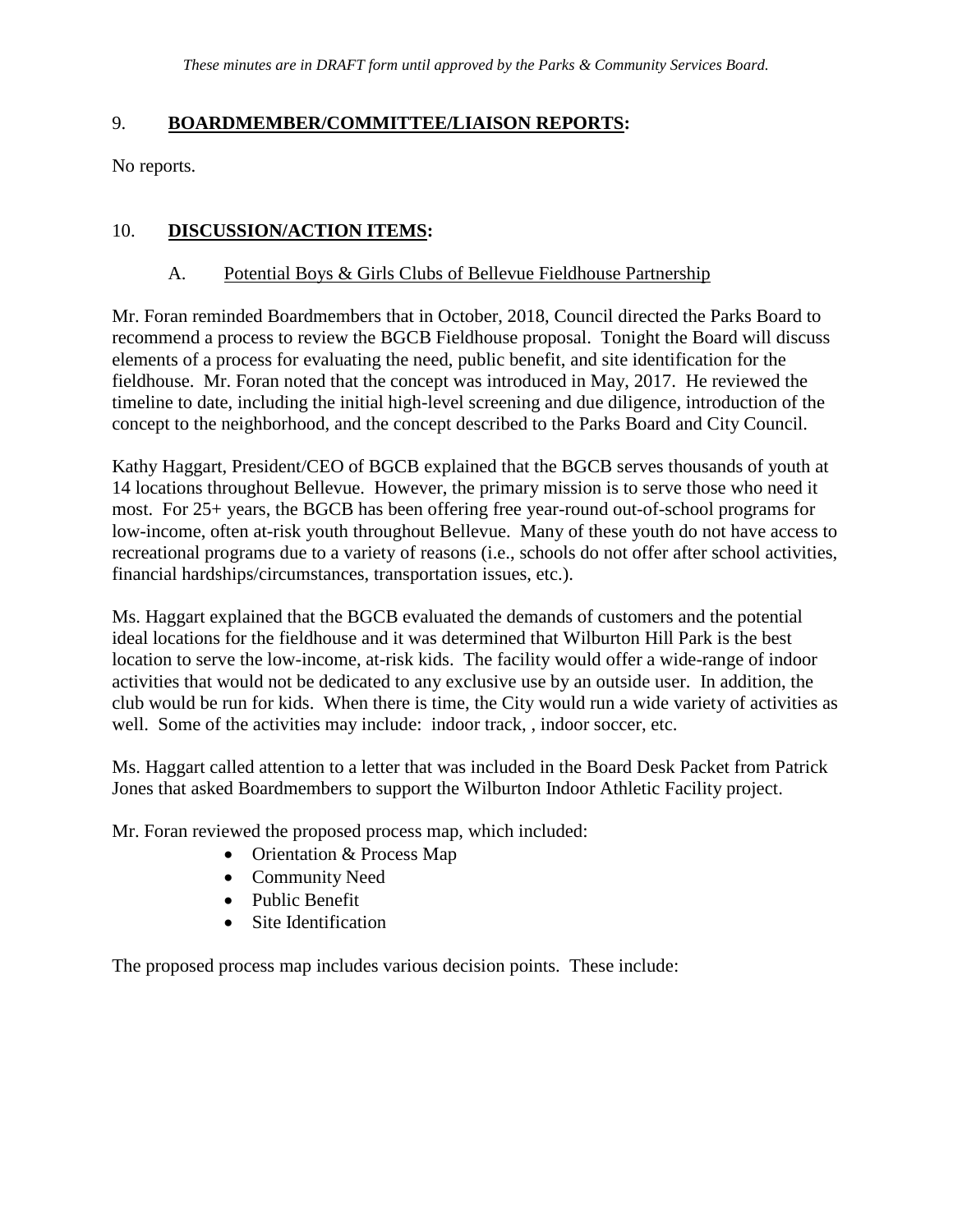## 9. **BOARDMEMBER/COMMITTEE/LIAISON REPORTS:**

No reports.

## 10. **DISCUSSION/ACTION ITEMS:**

### A. Potential Boys & Girls Clubs of Bellevue Fieldhouse Partnership

Mr. Foran reminded Boardmembers that in October, 2018, Council directed the Parks Board to recommend a process to review the BGCB Fieldhouse proposal. Tonight the Board will discuss elements of a process for evaluating the need, public benefit, and site identification for the fieldhouse. Mr. Foran noted that the concept was introduced in May, 2017. He reviewed the timeline to date, including the initial high-level screening and due diligence, introduction of the concept to the neighborhood, and the concept described to the Parks Board and City Council.

Kathy Haggart, President/CEO of BGCB explained that the BGCB serves thousands of youth at 14 locations throughout Bellevue. However, the primary mission is to serve those who need it most. For 25+ years, the BGCB has been offering free year-round out-of-school programs for low-income, often at-risk youth throughout Bellevue. Many of these youth do not have access to recreational programs due to a variety of reasons (i.e., schools do not offer after school activities, financial hardships/circumstances, transportation issues, etc.).

Ms. Haggart explained that the BGCB evaluated the demands of customers and the potential ideal locations for the fieldhouse and it was determined that Wilburton Hill Park is the best location to serve the low-income, at-risk kids. The facility would offer a wide-range of indoor activities that would not be dedicated to any exclusive use by an outside user. In addition, the club would be run for kids. When there is time, the City would run a wide variety of activities as well. Some of the activities may include: indoor track, , indoor soccer, etc.

Ms. Haggart called attention to a letter that was included in the Board Desk Packet from Patrick Jones that asked Boardmembers to support the Wilburton Indoor Athletic Facility project.

Mr. Foran reviewed the proposed process map, which included:

- Orientation & Process Map
- Community Need
- Public Benefit
- Site Identification

The proposed process map includes various decision points. These include: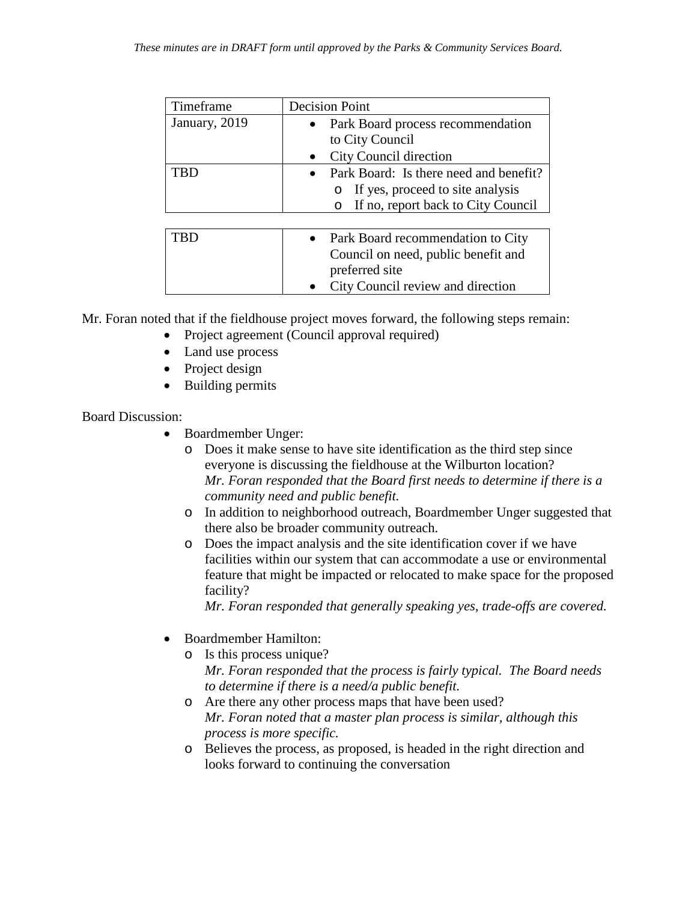| Timeframe | Decision Point |
|---|---|
| January, 2019 | • Park Board process recommendation to City Council<br>• City Council direction |
| TBD | • Park Board: Is there need and benefit?<br>o If yes, proceed to site analysis<br>o If no, report back to City Council |
| TBD | • Park Board recommendation to City Council on need, public benefit and preferred site<br>• City Council review and direction |

Mr. Foran noted that if the fieldhouse project moves forward, the following steps remain:

- Project agreement (Council approval required)
- Land use process
- Project design
- Building permits

Board Discussion:

- Boardmember Unger:
  - Does it make sense to have site identification as the third step since everyone is discussing the fieldhouse at the Wilburton location?
    *Mr. Foran responded that the Board first needs to determine if there is a community need and public benefit.*
  - In addition to neighborhood outreach, Boardmember Unger suggested that there also be broader community outreach.
  - Does the impact analysis and the site identification cover if we have facilities within our system that can accommodate a use or environmental feature that might be impacted or relocated to make space for the proposed facility?
    *Mr. Foran responded that generally speaking yes, trade-offs are covered.*

- Boardmember Hamilton:
  - Is this process unique?
    *Mr. Foran responded that the process is fairly typical. The Board needs to determine if there is a need/a public benefit.*
  - Are there any other process maps that have been used?
    *Mr. Foran noted that a master plan process is similar, although this process is more specific.*
  - Believes the process, as proposed, is headed in the right direction and looks forward to continuing the conversation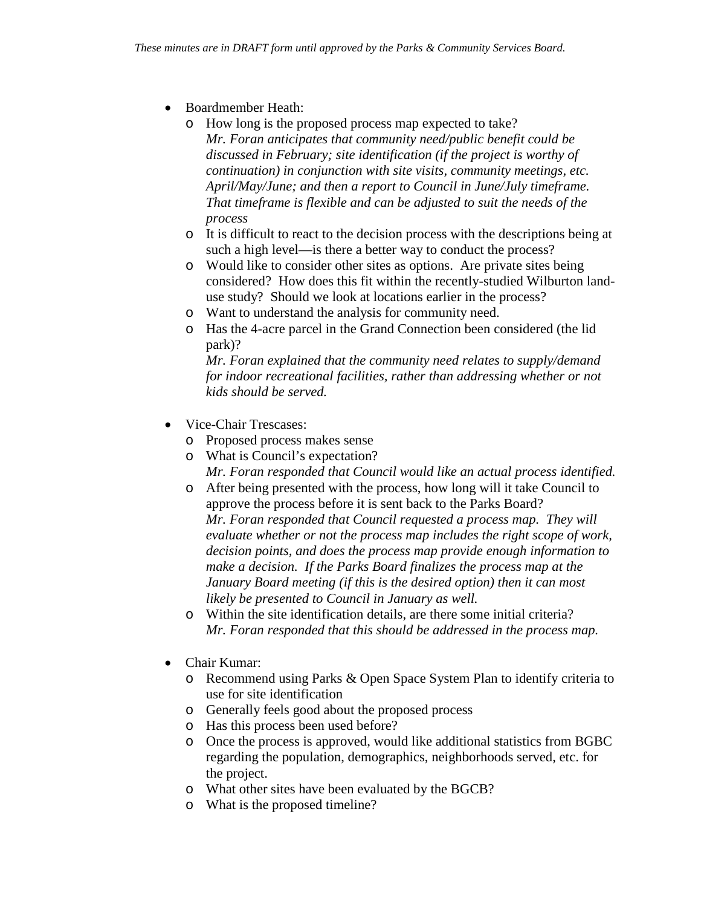- Boardmember Heath:
  - How long is the proposed process map expected to take?
    *Mr. Foran anticipates that community need/public benefit could be discussed in February; site identification (if the project is worthy of continuation) in conjunction with site visits, community meetings, etc. April/May/June; and then a report to Council in June/July timeframe. That timeframe is flexible and can be adjusted to suit the needs of the process*
  - It is difficult to react to the decision process with the descriptions being at such a high level—is there a better way to conduct the process?
  - Would like to consider other sites as options. Are private sites being considered? How does this fit within the recently-studied Wilburton land-use study? Should we look at locations earlier in the process?
  - Want to understand the analysis for community need.
  - Has the 4-acre parcel in the Grand Connection been considered (the lid park)?
    *Mr. Foran explained that the community need relates to supply/demand for indoor recreational facilities, rather than addressing whether or not kids should be served.*

- Vice-Chair Trescases:
  - Proposed process makes sense
  - What is Council's expectation?
    *Mr. Foran responded that Council would like an actual process identified.*
  - After being presented with the process, how long will it take Council to approve the process before it is sent back to the Parks Board?
    *Mr. Foran responded that Council requested a process map. They will evaluate whether or not the process map includes the right scope of work, decision points, and does the process map provide enough information to make a decision. If the Parks Board finalizes the process map at the January Board meeting (if this is the desired option) then it can most likely be presented to Council in January as well.*
  - Within the site identification details, are there some initial criteria?
    *Mr. Foran responded that this should be addressed in the process map.*

- Chair Kumar:
  - Recommend using Parks & Open Space System Plan to identify criteria to use for site identification
  - Generally feels good about the proposed process
  - Has this process been used before?
  - Once the process is approved, would like additional statistics from BGBC regarding the population, demographics, neighborhoods served, etc. for the project.
  - What other sites have been evaluated by the BGCB?
  - What is the proposed timeline?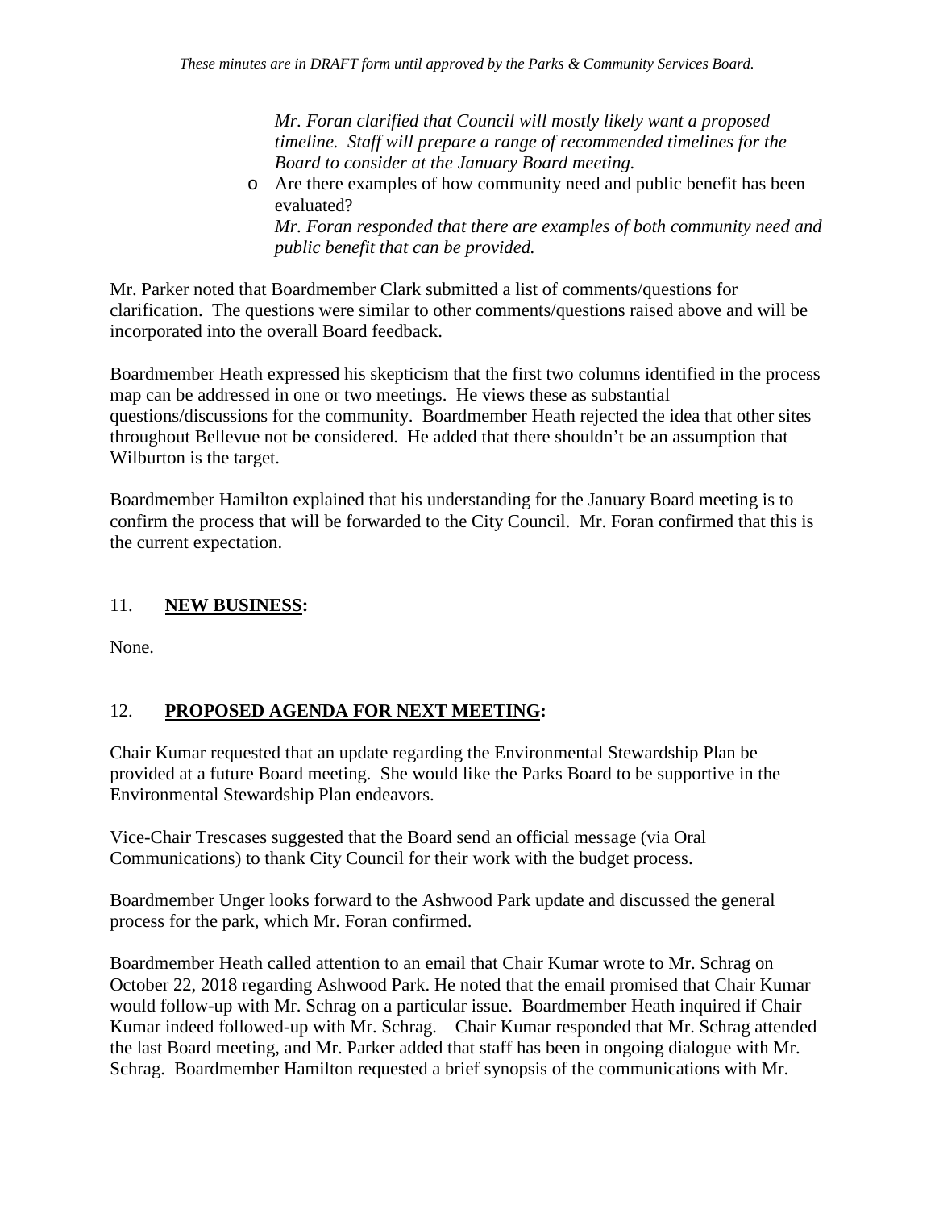*Mr. Foran clarified that Council will mostly likely want a proposed timeline. Staff will prepare a range of recommended timelines for the Board to consider at the January Board meeting.*

- Are there examples of how community need and public benefit has been evaluated?
  *Mr. Foran responded that there are examples of both community need and public benefit that can be provided.*

Mr. Parker noted that Boardmember Clark submitted a list of comments/questions for clarification. The questions were similar to other comments/questions raised above and will be incorporated into the overall Board feedback.

Boardmember Heath expressed his skepticism that the first two columns identified in the process map can be addressed in one or two meetings. He views these as substantial questions/discussions for the community. Boardmember Heath rejected the idea that other sites throughout Bellevue not be considered. He added that there shouldn't be an assumption that Wilburton is the target.

Boardmember Hamilton explained that his understanding for the January Board meeting is to confirm the process that will be forwarded to the City Council. Mr. Foran confirmed that this is the current expectation.

## 11. **NEW BUSINESS:**

None.

## 12. **PROPOSED AGENDA FOR NEXT MEETING:**

Chair Kumar requested that an update regarding the Environmental Stewardship Plan be provided at a future Board meeting. She would like the Parks Board to be supportive in the Environmental Stewardship Plan endeavors.

Vice-Chair Trescases suggested that the Board send an official message (via Oral Communications) to thank City Council for their work with the budget process.

Boardmember Unger looks forward to the Ashwood Park update and discussed the general process for the park, which Mr. Foran confirmed.

Boardmember Heath called attention to an email that Chair Kumar wrote to Mr. Schrag on October 22, 2018 regarding Ashwood Park. He noted that the email promised that Chair Kumar would follow-up with Mr. Schrag on a particular issue. Boardmember Heath inquired if Chair Kumar indeed followed-up with Mr. Schrag. Chair Kumar responded that Mr. Schrag attended the last Board meeting, and Mr. Parker added that staff has been in ongoing dialogue with Mr. Schrag. Boardmember Hamilton requested a brief synopsis of the communications with Mr.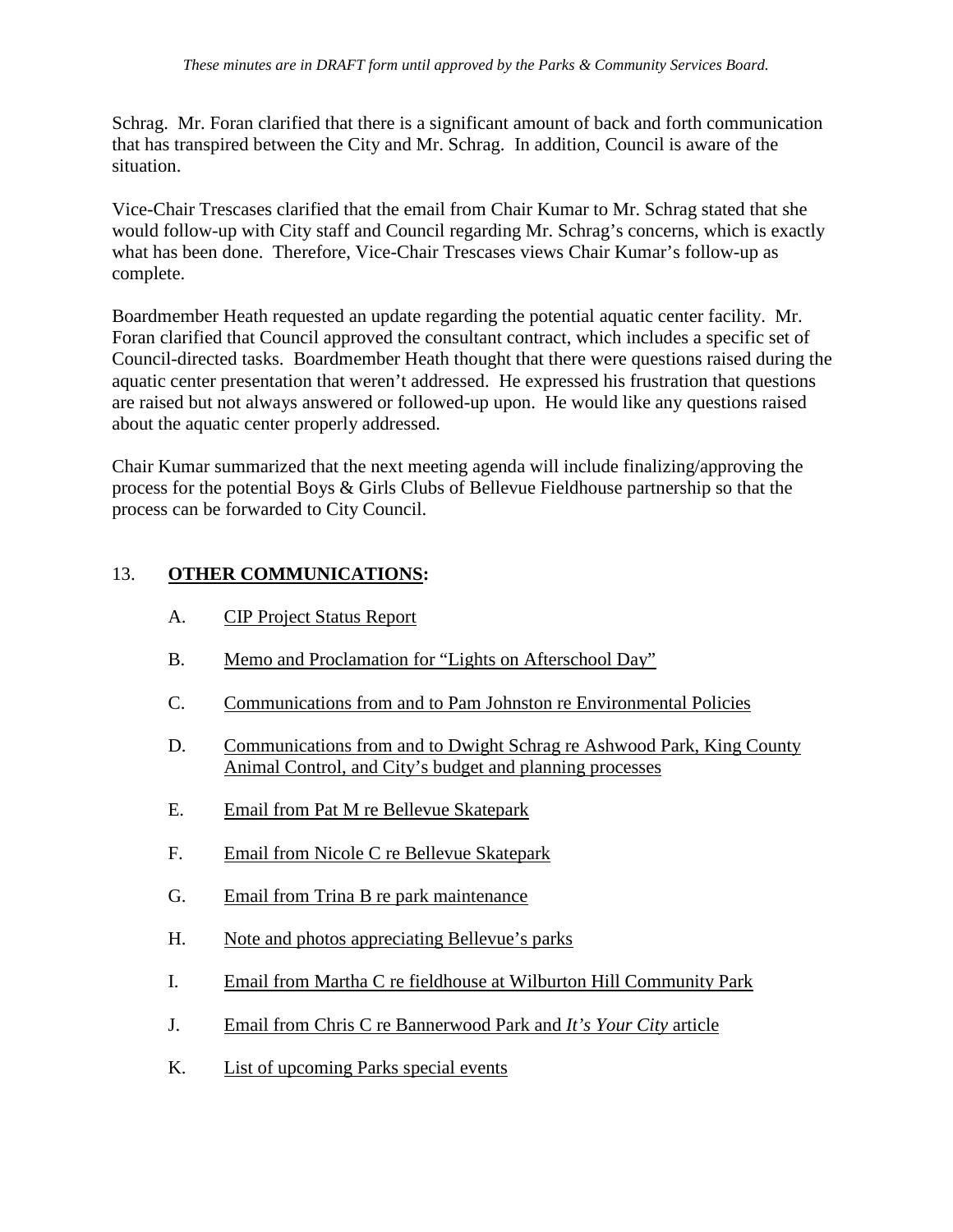Schrag. Mr. Foran clarified that there is a significant amount of back and forth communication that has transpired between the City and Mr. Schrag. In addition, Council is aware of the situation.

Vice-Chair Trescases clarified that the email from Chair Kumar to Mr. Schrag stated that she would follow-up with City staff and Council regarding Mr. Schrag's concerns, which is exactly what has been done. Therefore, Vice-Chair Trescases views Chair Kumar's follow-up as complete.

Boardmember Heath requested an update regarding the potential aquatic center facility. Mr. Foran clarified that Council approved the consultant contract, which includes a specific set of Council-directed tasks. Boardmember Heath thought that there were questions raised during the aquatic center presentation that weren't addressed. He expressed his frustration that questions are raised but not always answered or followed-up upon. He would like any questions raised about the aquatic center properly addressed.

Chair Kumar summarized that the next meeting agenda will include finalizing/approving the process for the potential Boys & Girls Clubs of Bellevue Fieldhouse partnership so that the process can be forwarded to City Council.

13. **OTHER COMMUNICATIONS:**

A. CIP Project Status Report

B. Memo and Proclamation for "Lights on Afterschool Day"

C. Communications from and to Pam Johnston re Environmental Policies

D. Communications from and to Dwight Schrag re Ashwood Park, King County Animal Control, and City's budget and planning processes

E. Email from Pat M re Bellevue Skatepark

F. Email from Nicole C re Bellevue Skatepark

G. Email from Trina B re park maintenance

H. Note and photos appreciating Bellevue's parks

I. Email from Martha C re fieldhouse at Wilburton Hill Community Park

J. Email from Chris C re Bannerwood Park and *It's Your City* article

K. List of upcoming Parks special events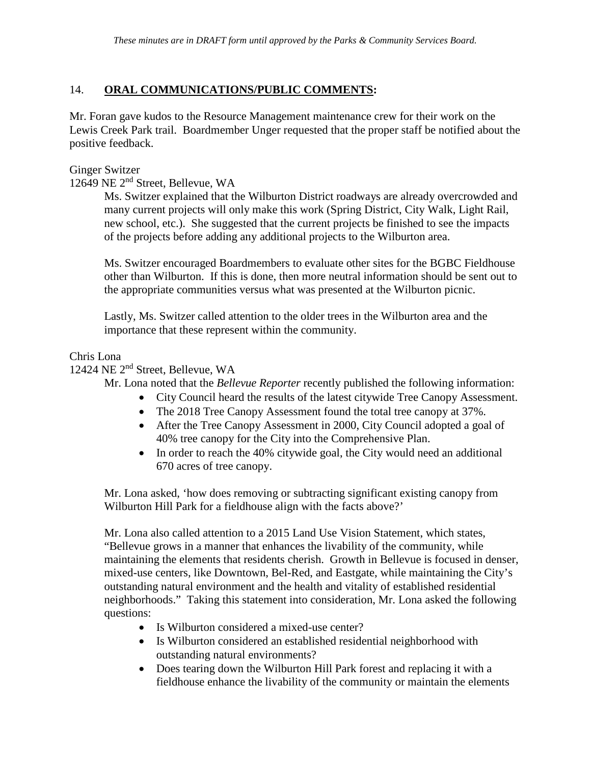## 14. **ORAL COMMUNICATIONS/PUBLIC COMMENTS:**

Mr. Foran gave kudos to the Resource Management maintenance crew for their work on the Lewis Creek Park trail. Boardmember Unger requested that the proper staff be notified about the positive feedback.

Ginger Switzer
12649 NE 2nd Street, Bellevue, WA

Ms. Switzer explained that the Wilburton District roadways are already overcrowded and many current projects will only make this work (Spring District, City Walk, Light Rail, new school, etc.). She suggested that the current projects be finished to see the impacts of the projects before adding any additional projects to the Wilburton area.

Ms. Switzer encouraged Boardmembers to evaluate other sites for the BGBC Fieldhouse other than Wilburton. If this is done, then more neutral information should be sent out to the appropriate communities versus what was presented at the Wilburton picnic.

Lastly, Ms. Switzer called attention to the older trees in the Wilburton area and the importance that these represent within the community.

Chris Lona
12424 NE 2nd Street, Bellevue, WA

Mr. Lona noted that the *Bellevue Reporter* recently published the following information:

- City Council heard the results of the latest citywide Tree Canopy Assessment.
- The 2018 Tree Canopy Assessment found the total tree canopy at 37%.
- After the Tree Canopy Assessment in 2000, City Council adopted a goal of 40% tree canopy for the City into the Comprehensive Plan.
- In order to reach the 40% citywide goal, the City would need an additional 670 acres of tree canopy.

Mr. Lona asked, 'how does removing or subtracting significant existing canopy from Wilburton Hill Park for a fieldhouse align with the facts above?'

Mr. Lona also called attention to a 2015 Land Use Vision Statement, which states, "Bellevue grows in a manner that enhances the livability of the community, while maintaining the elements that residents cherish. Growth in Bellevue is focused in denser, mixed-use centers, like Downtown, Bel-Red, and Eastgate, while maintaining the City's outstanding natural environment and the health and vitality of established residential neighborhoods." Taking this statement into consideration, Mr. Lona asked the following questions:

- Is Wilburton considered a mixed-use center?
- Is Wilburton considered an established residential neighborhood with outstanding natural environments?
- Does tearing down the Wilburton Hill Park forest and replacing it with a fieldhouse enhance the livability of the community or maintain the elements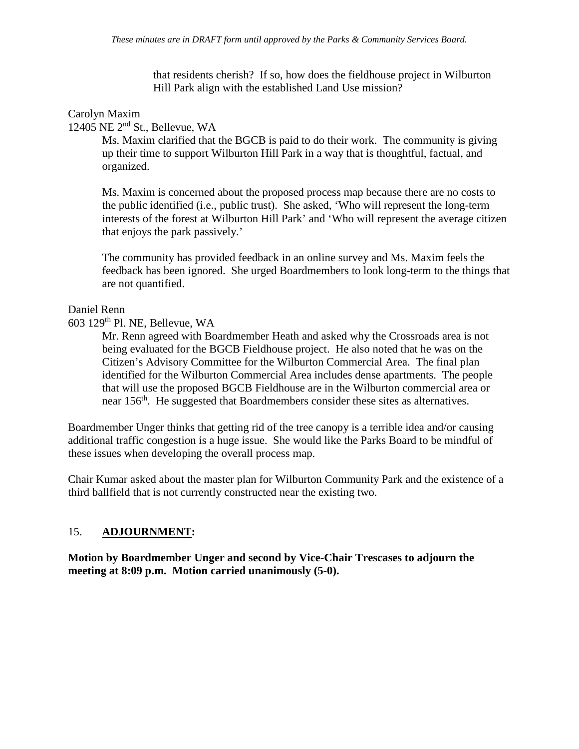that residents cherish? If so, how does the fieldhouse project in Wilburton Hill Park align with the established Land Use mission?

Carolyn Maxim
12405 NE 2nd St., Bellevue, WA

Ms. Maxim clarified that the BGCB is paid to do their work. The community is giving up their time to support Wilburton Hill Park in a way that is thoughtful, factual, and organized.

Ms. Maxim is concerned about the proposed process map because there are no costs to the public identified (i.e., public trust). She asked, 'Who will represent the long-term interests of the forest at Wilburton Hill Park' and 'Who will represent the average citizen that enjoys the park passively.'

The community has provided feedback in an online survey and Ms. Maxim feels the feedback has been ignored. She urged Boardmembers to look long-term to the things that are not quantified.

Daniel Renn
603 129th Pl. NE, Bellevue, WA

Mr. Renn agreed with Boardmember Heath and asked why the Crossroads area is not being evaluated for the BGCB Fieldhouse project. He also noted that he was on the Citizen's Advisory Committee for the Wilburton Commercial Area. The final plan identified for the Wilburton Commercial Area includes dense apartments. The people that will use the proposed BGCB Fieldhouse are in the Wilburton commercial area or near 156th. He suggested that Boardmembers consider these sites as alternatives.

Boardmember Unger thinks that getting rid of the tree canopy is a terrible idea and/or causing additional traffic congestion is a huge issue. She would like the Parks Board to be mindful of these issues when developing the overall process map.

Chair Kumar asked about the master plan for Wilburton Community Park and the existence of a third ballfield that is not currently constructed near the existing two.

15. **ADJOURNMENT:**

**Motion by Boardmember Unger and second by Vice-Chair Trescases to adjourn the meeting at 8:09 p.m. Motion carried unanimously (5-0).**